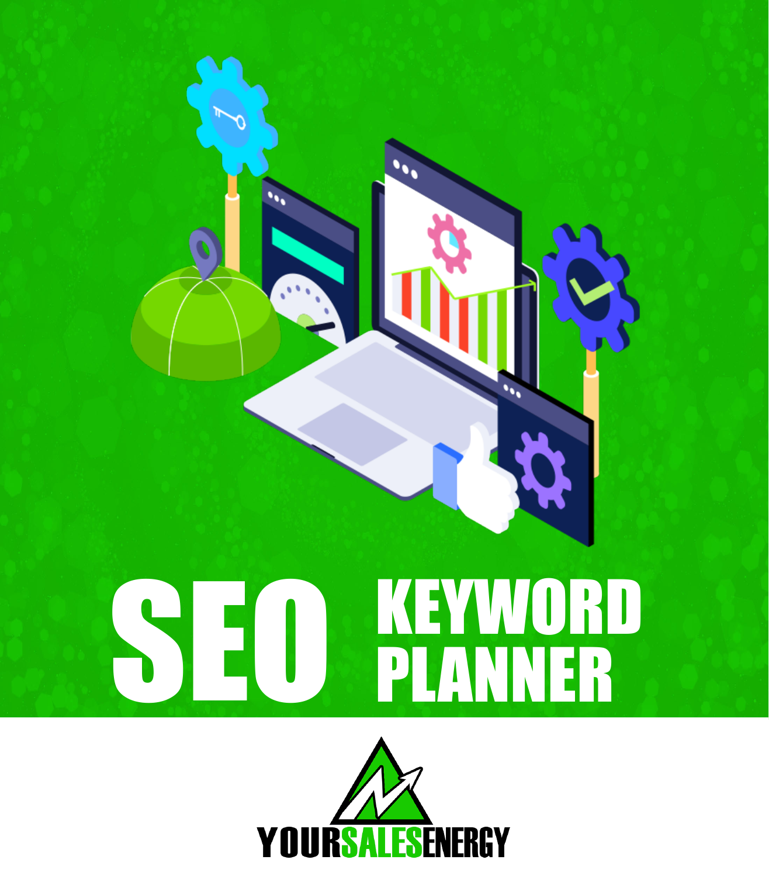# SEO KEYWORD PLANNER

YOURSALESENERGY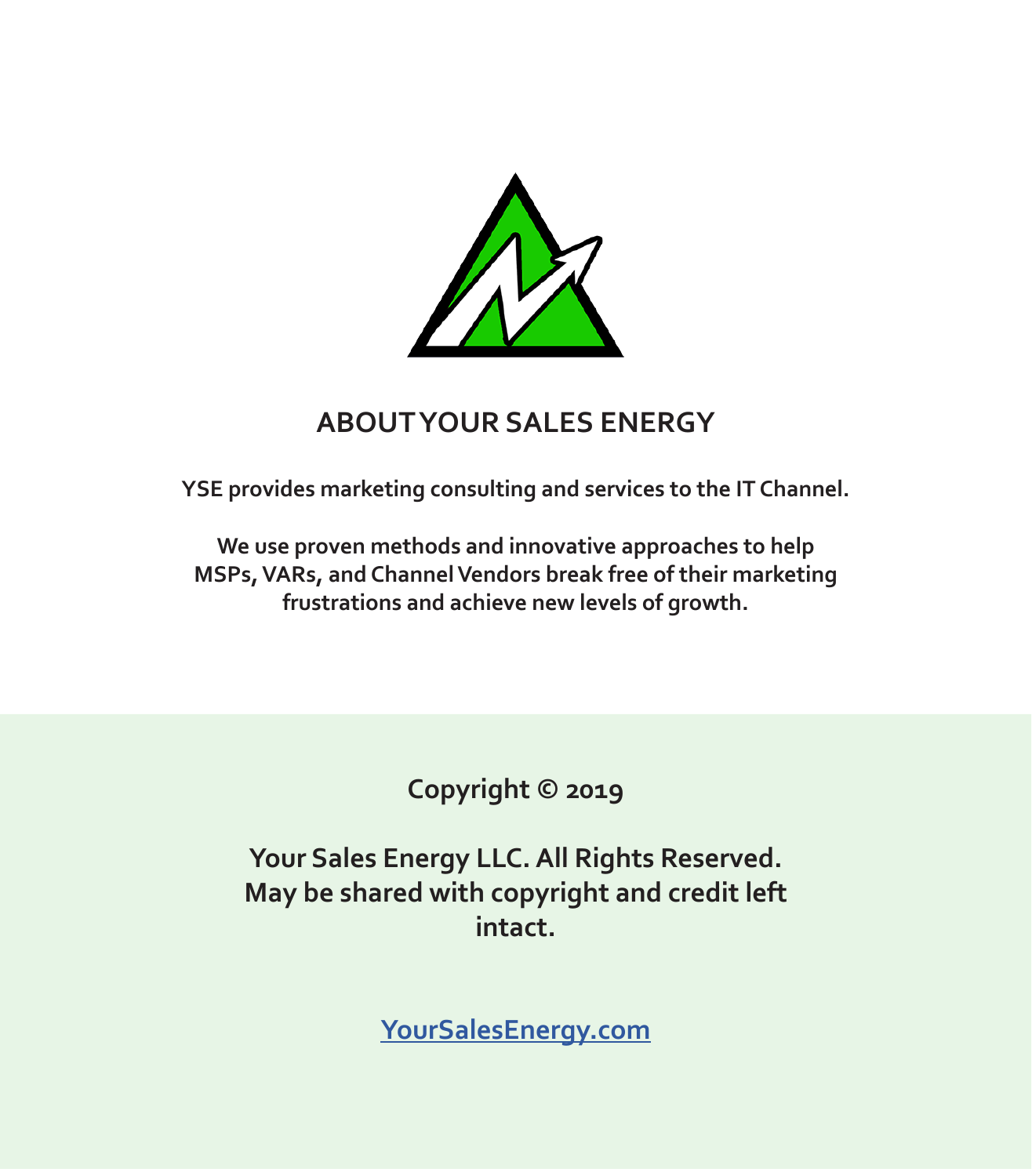## ABOUT YOUR SALES ENERGY

**YSE provides marketing consulting and services to the IT Channel.**

**We use proven methods and innovative approaches to help MSPs, VARs, and Channel Vendors break free of their marketing frustrations and achieve new levels of growth.**

**Copyright © 2019**

**Your Sales Energy LLC. All Rights Reserved. May be shared with copyright and credit left intact.**

**YourSalesEnergy.com**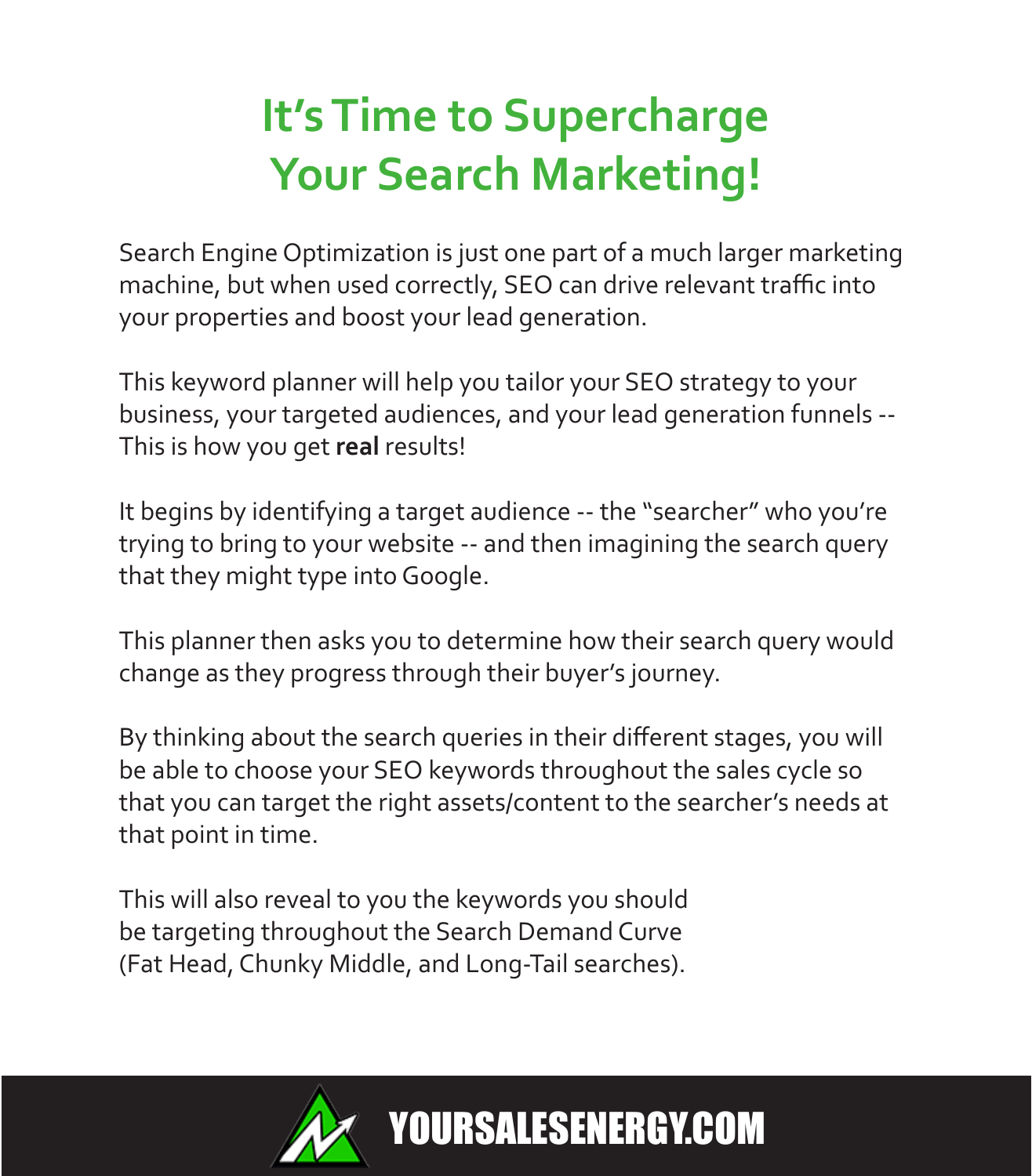# It's Time to Supercharge Your Search Marketing!

Search Engine Optimization is just one part of a much larger marketing machine, but when used correctly, SEO can drive relevant traffic into your properties and boost your lead generation.

This keyword planner will help you tailor your SEO strategy to your business, your targeted audiences, and your lead generation funnels -- This is how you get **real** results!

It begins by identifying a target audience -- the "searcher" who you're trying to bring to your website -- and then imagining the search query that they might type into Google.

This planner then asks you to determine how their search query would change as they progress through their buyer's journey.

By thinking about the search queries in their different stages, you will be able to choose your SEO keywords throughout the sales cycle so that you can target the right assets/content to the searcher's needs at that point in time.

This will also reveal to you the keywords you should be targeting throughout the Search Demand Curve (Fat Head, Chunky Middle, and Long-Tail searches).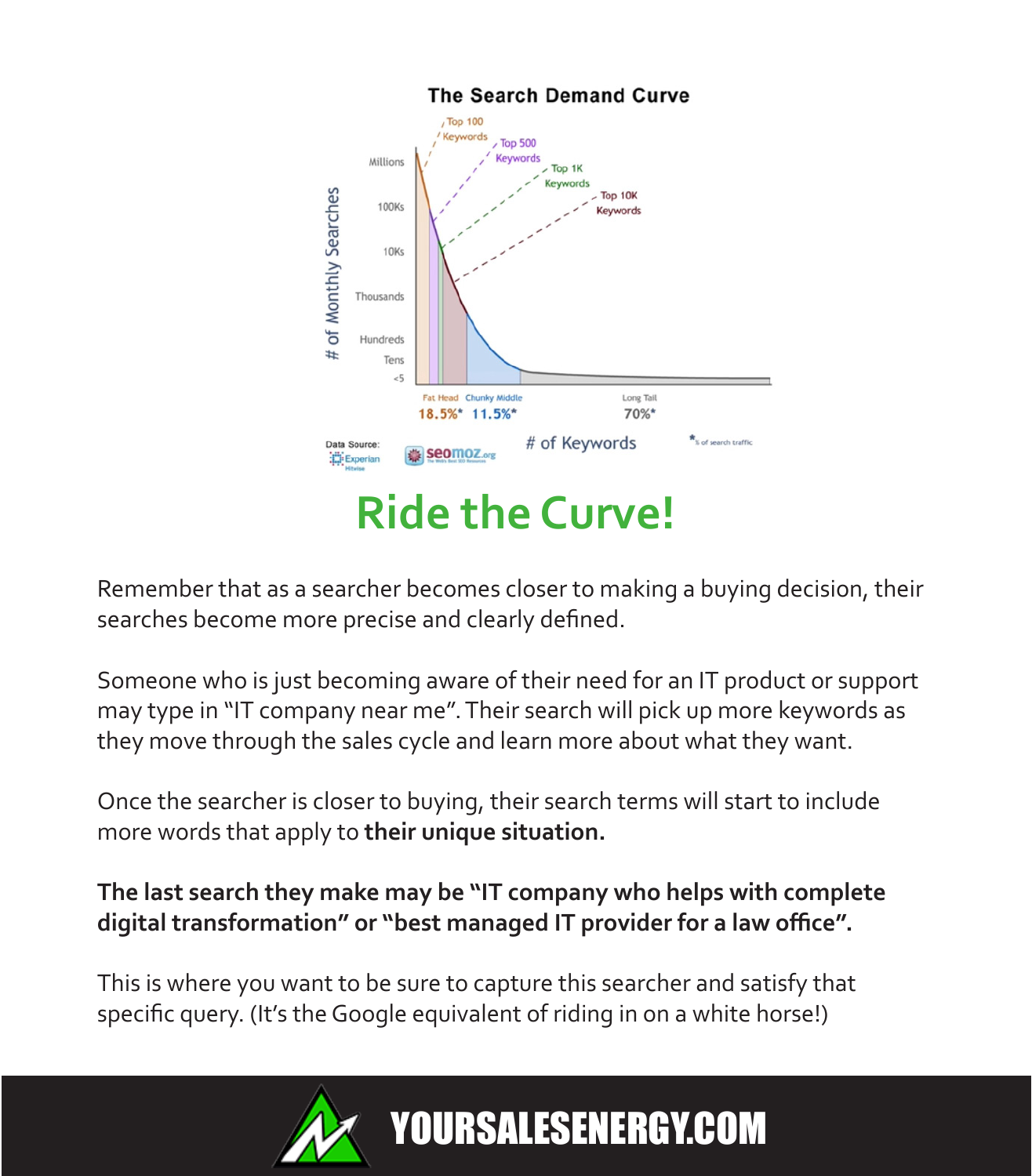The Search Demand Curve

Top 100 Keywords

Top 500 Keywords

Top 1K Keywords

Top 10K Keywords

# of Monthly Searches

Millions

100Ks

10Ks

Thousands

Hundreds

Tens

<5

Fat Head 18.5%*

Chunky Middle 11.5%*

Long Tail 70%*

# of Keywords

* % of search traffic

Data Source: Experian Hitwise, seomoz.org

# Ride the Curve!

Remember that as a searcher becomes closer to making a buying decision, their searches become more precise and clearly defined.

Someone who is just becoming aware of their need for an IT product or support may type in "IT company near me". Their search will pick up more keywords as they move through the sales cycle and learn more about what they want.

Once the searcher is closer to buying, their search terms will start to include more words that apply to **their unique situation.**

**The last search they make may be "IT company who helps with complete digital transformation" or "best managed IT provider for a law office".**

This is where you want to be sure to capture this searcher and satisfy that specific query. (It's the Google equivalent of riding in on a white horse!)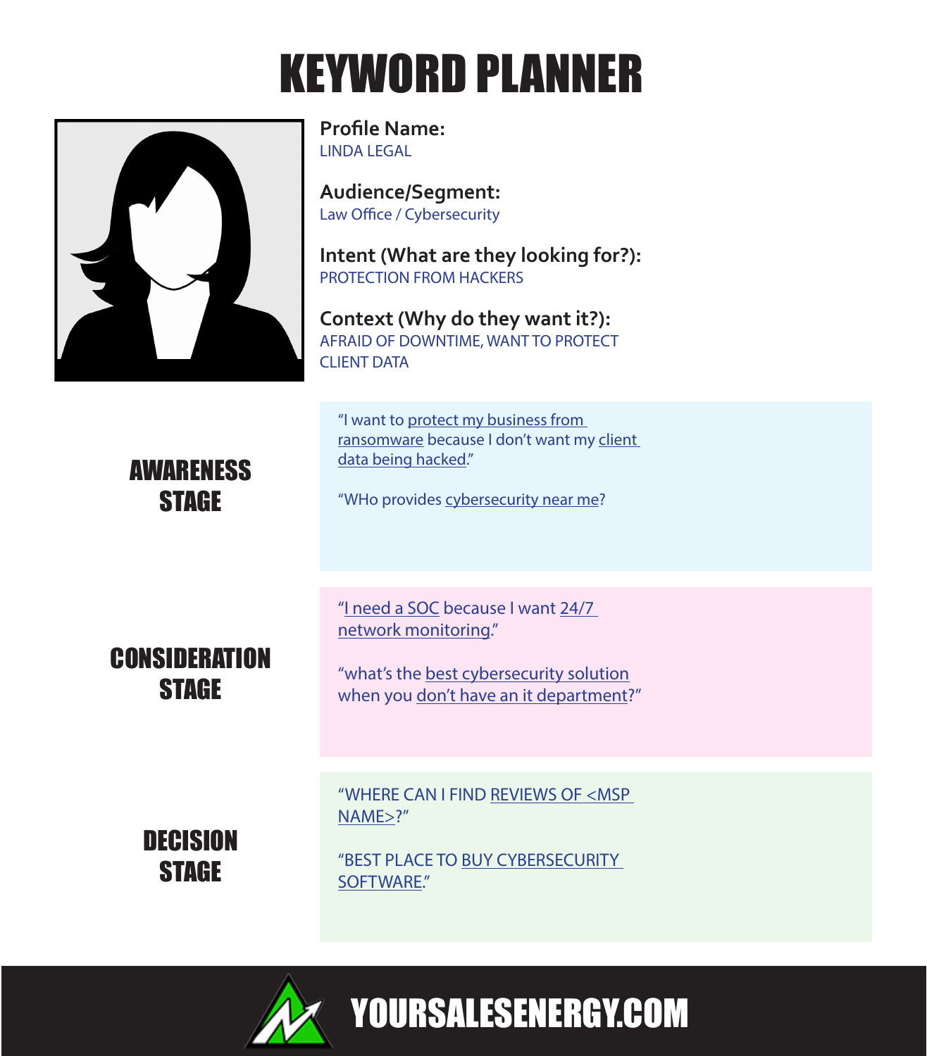# KEYWORD PLANNER

**Profile Name:**
LINDA LEGAL

**Audience/Segment:**
Law Office / Cybersecurity

**Intent (What are they looking for?):**
PROTECTION FROM HACKERS

**Context (Why do they want it?):**
AFAID OF DOWNTIME, WANT TO PROTECT CLIENT DATA

## AWARENESS STAGE

"I want to protect my business from ransomware because I don't want my client data being hacked."

"WHo provides cybersecurity near me?

## CONSIDERATION STAGE

"I need a SOC because I want 24/7 network monitoring."

"what's the best cybersecurity solution when you don't have an it department?"

## DECISION STAGE

"WHERE CAN I FIND REVIEWS OF <MSP NAME>?"

"BEST PLACE TO BUY CYBERSECURITY SOFTWARE."

YOURSALESENERGY.COM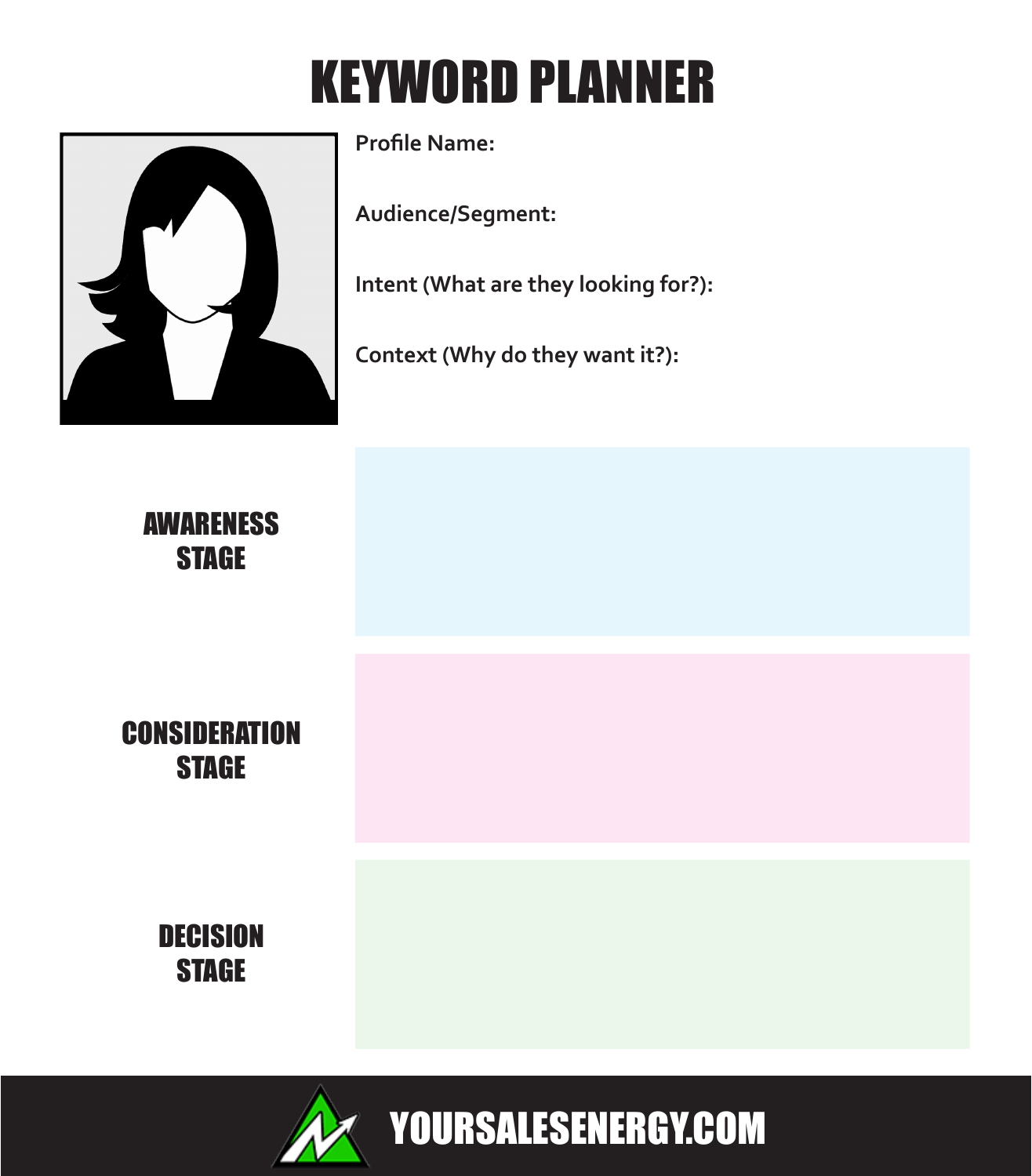# KEYWORD PLANNER

**Profile Name:**

**Audience/Segment:**

**Intent (What are they looking for?):**

**Context (Why do they want it?):**

## AWARENESS STAGE

## CONSIDERATION STAGE

## DECISION STAGE

YOURSALESENERGY.COM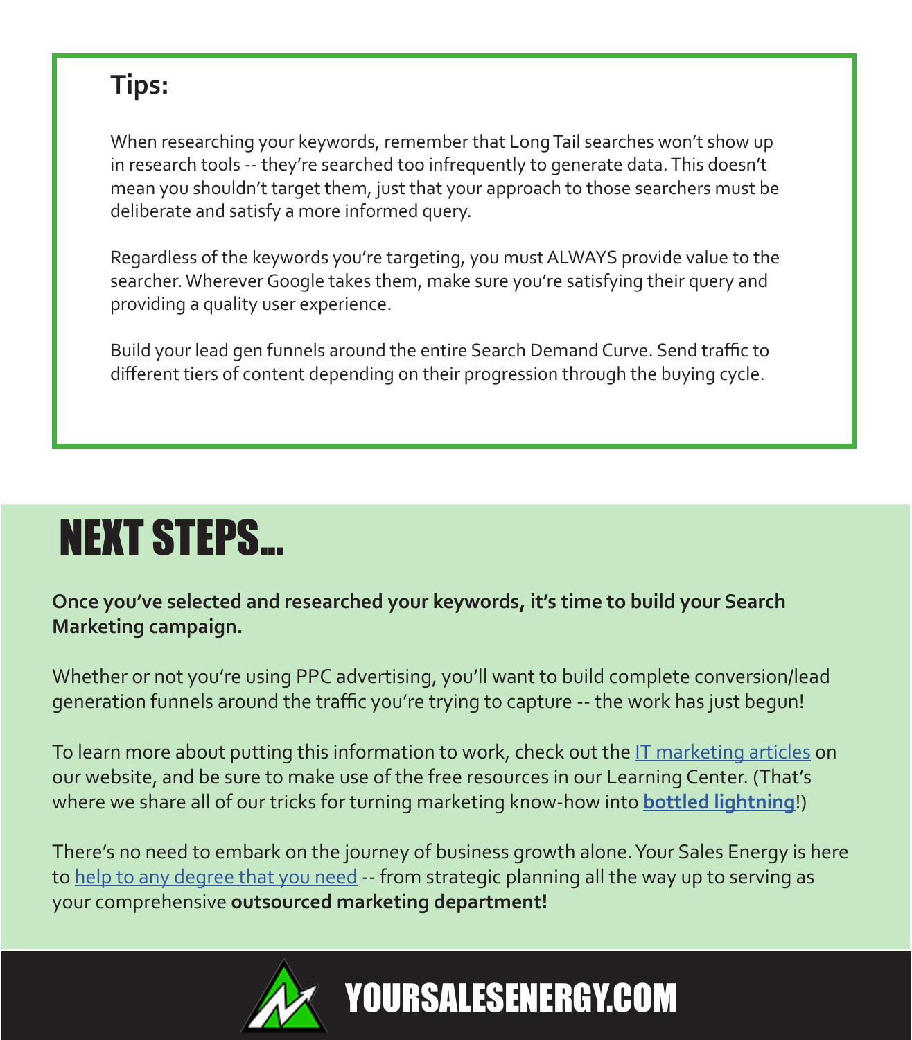## Tips:

When researching your keywords, remember that Long Tail searches won't show up in research tools -- they're searched too infrequently to generate data. This doesn't mean you shouldn't target them, just that your approach to those searchers must be deliberate and satisfy a more informed query.

Regardless of the keywords you're targeting, you must ALWAYS provide value to the searcher. Wherever Google takes them, make sure you're satisfying their query and providing a quality user experience.

Build your lead gen funnels around the entire Search Demand Curve. Send traffic to different tiers of content depending on their progression through the buying cycle.

# NEXT STEPS...

**Once you've selected and researched your keywords, it's time to build your Search Marketing campaign.**

Whether or not you're using PPC advertising, you'll want to build complete conversion/lead generation funnels around the traffic you're trying to capture -- the work has just begun!

To learn more about putting this information to work, check out the IT marketing articles on our website, and be sure to make use of the free resources in our Learning Center. (That's where we share all of our tricks for turning marketing know-how into **bottled lightning**!)

There's no need to embark on the journey of business growth alone. Your Sales Energy is here to help to any degree that you need -- from strategic planning all the way up to serving as your comprehensive **outsourced marketing department!**

YOURSALESENERGY.COM